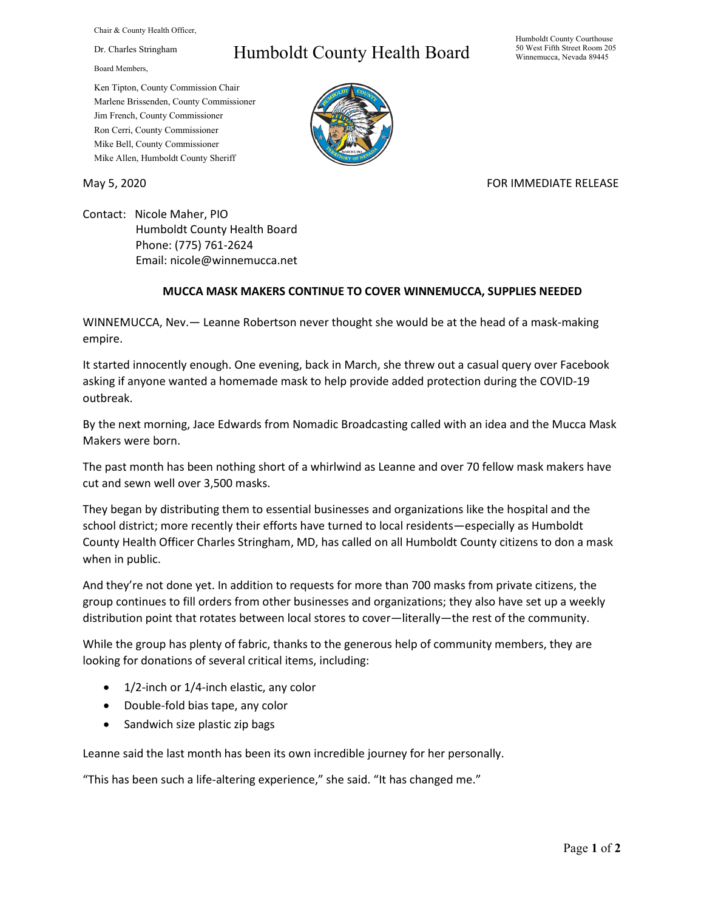Chair & County Health Officer,

Dr. Charles Stringham

Board Members,

Ken Tipton, County Commission Chair
Marlene Brissenden, County Commissioner
Jim French, County Commissioner
Ron Cerri, County Commissioner
Mike Bell, County Commissioner
Mike Allen, Humboldt County Sheriff

# Humboldt County Health Board

Humboldt County Courthouse
50 West Fifth Street Room 205
Winnemucca, Nevada 89445

May 5, 2020

FOR IMMEDIATE RELEASE

Contact: Nicole Maher, PIO
Humboldt County Health Board
Phone: (775) 761-2624
Email: nicole@winnemucca.net

## MUCCA MASK MAKERS CONTINUE TO COVER WINNEMUCCA, SUPPLIES NEEDED

WINNEMUCCA, Nev.— Leanne Robertson never thought she would be at the head of a mask-making empire.

It started innocently enough. One evening, back in March, she threw out a casual query over Facebook asking if anyone wanted a homemade mask to help provide added protection during the COVID-19 outbreak.

By the next morning, Jace Edwards from Nomadic Broadcasting called with an idea and the Mucca Mask Makers were born.

The past month has been nothing short of a whirlwind as Leanne and over 70 fellow mask makers have cut and sewn well over 3,500 masks.

They began by distributing them to essential businesses and organizations like the hospital and the school district; more recently their efforts have turned to local residents—especially as Humboldt County Health Officer Charles Stringham, MD, has called on all Humboldt County citizens to don a mask when in public.

And they're not done yet. In addition to requests for more than 700 masks from private citizens, the group continues to fill orders from other businesses and organizations; they also have set up a weekly distribution point that rotates between local stores to cover—literally—the rest of the community.

While the group has plenty of fabric, thanks to the generous help of community members, they are looking for donations of several critical items, including:

- 1/2-inch or 1/4-inch elastic, any color
- Double-fold bias tape, any color
- Sandwich size plastic zip bags

Leanne said the last month has been its own incredible journey for her personally.

"This has been such a life-altering experience," she said. "It has changed me."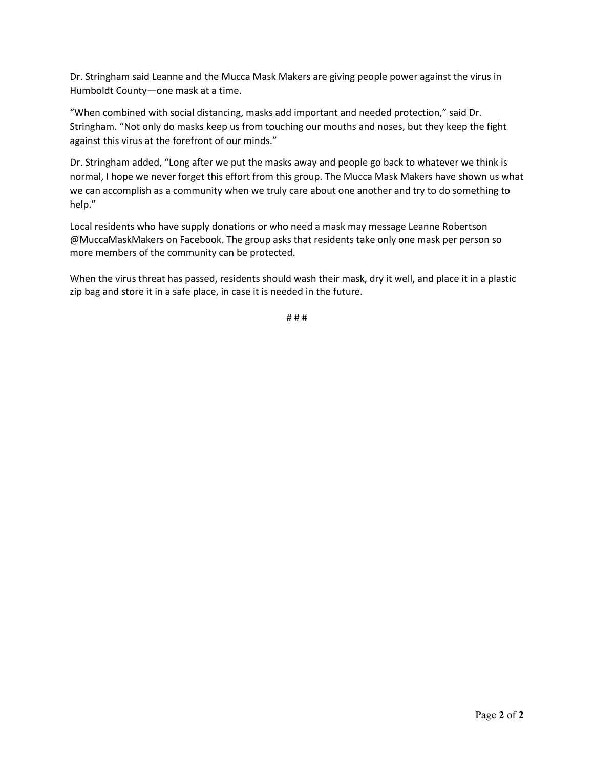Dr. Stringham said Leanne and the Mucca Mask Makers are giving people power against the virus in Humboldt County—one mask at a time.

"When combined with social distancing, masks add important and needed protection," said Dr. Stringham. "Not only do masks keep us from touching our mouths and noses, but they keep the fight against this virus at the forefront of our minds."

Dr. Stringham added, "Long after we put the masks away and people go back to whatever we think is normal, I hope we never forget this effort from this group. The Mucca Mask Makers have shown us what we can accomplish as a community when we truly care about one another and try to do something to help."

Local residents who have supply donations or who need a mask may message Leanne Robertson @MuccaMaskMakers on Facebook. The group asks that residents take only one mask per person so more members of the community can be protected.

When the virus threat has passed, residents should wash their mask, dry it well, and place it in a plastic zip bag and store it in a safe place, in case it is needed in the future.

# # #